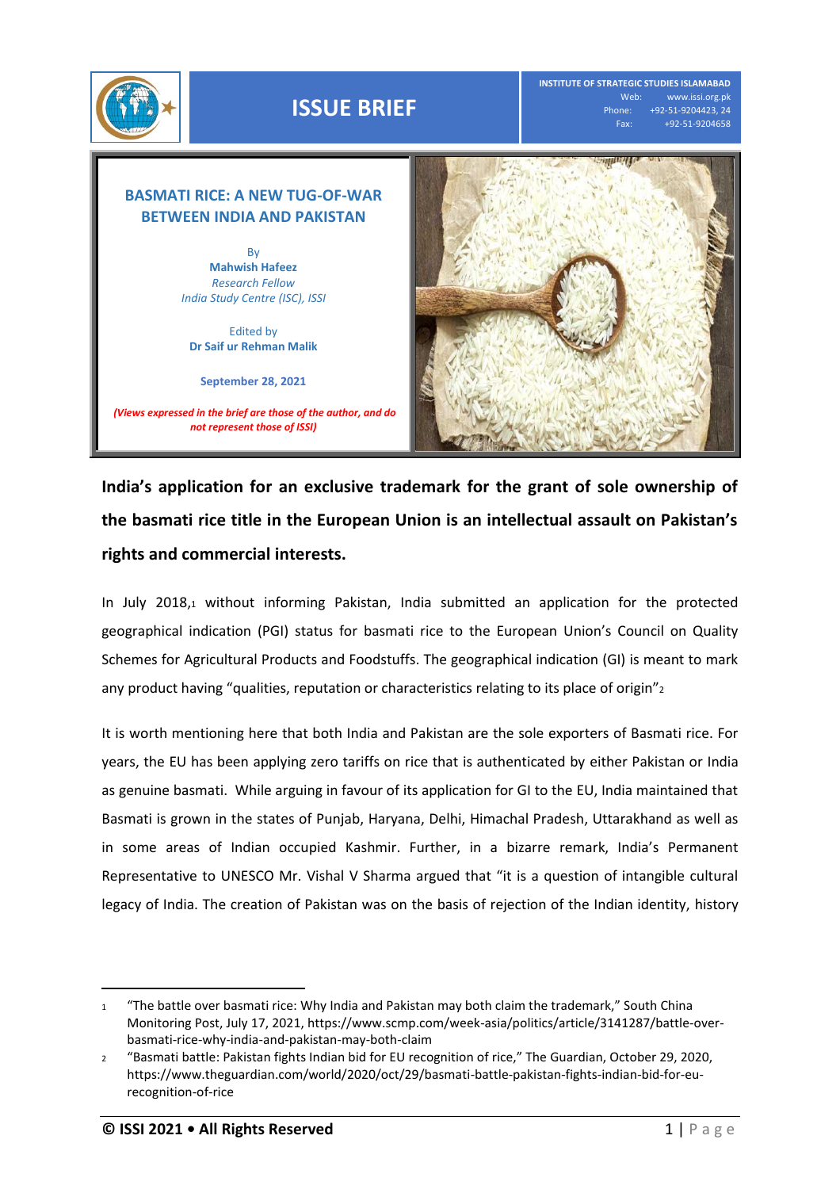ISSUE BRIEF

INSTITUTE OF STRATEGIC STUDIES ISLAMABAD
Web: www.issi.org.pk
Phone: +92-51-9204423, 24
Fax: +92-51-9204658

# BASMATI RICE: A NEW TUG-OF-WAR BETWEEN INDIA AND PAKISTAN

By
**Mahwish Hafeez**
*Research Fellow*
*India Study Centre (ISC), ISSI*

Edited by
**Dr Saif ur Rehman Malik**

**September 28, 2021**

***(Views expressed in the brief are those of the author, and do not represent those of ISSI)***

**India's application for an exclusive trademark for the grant of sole ownership of the basmati rice title in the European Union is an intellectual assault on Pakistan's rights and commercial interests.**

In July 2018,[1] without informing Pakistan, India submitted an application for the protected geographical indication (PGI) status for basmati rice to the European Union's Council on Quality Schemes for Agricultural Products and Foodstuffs. The geographical indication (GI) is meant to mark any product having "qualities, reputation or characteristics relating to its place of origin"[2]

It is worth mentioning here that both India and Pakistan are the sole exporters of Basmati rice. For years, the EU has been applying zero tariffs on rice that is authenticated by either Pakistan or India as genuine basmati. While arguing in favour of its application for GI to the EU, India maintained that Basmati is grown in the states of Punjab, Haryana, Delhi, Himachal Pradesh, Uttarakhand as well as in some areas of Indian occupied Kashmir. Further, in a bizarre remark, India's Permanent Representative to UNESCO Mr. Vishal V Sharma argued that "it is a question of intangible cultural legacy of India. The creation of Pakistan was on the basis of rejection of the Indian identity, history

---

1 "The battle over basmati rice: Why India and Pakistan may both claim the trademark," South China Monitoring Post, July 17, 2021, https://www.scmp.com/week-asia/politics/article/3141287/battle-over-basmati-rice-why-india-and-pakistan-may-both-claim

2 "Basmati battle: Pakistan fights Indian bid for EU recognition of rice," The Guardian, October 29, 2020, https://www.theguardian.com/world/2020/oct/29/basmati-battle-pakistan-fights-indian-bid-for-eu-recognition-of-rice

**© ISSI 2021 • All Rights Reserved**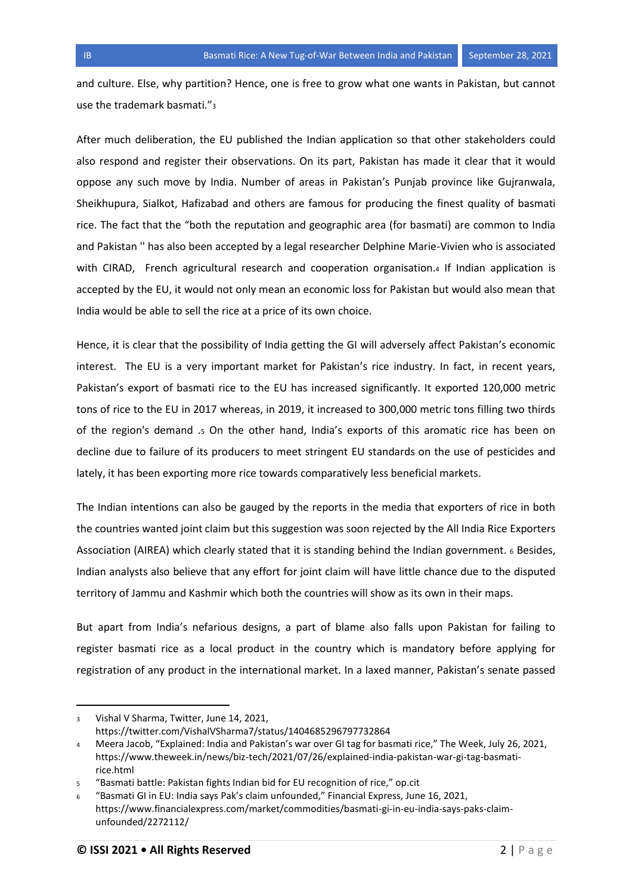and culture. Else, why partition? Hence, one is free to grow what one wants in Pakistan, but cannot use the trademark basmati."[3]

After much deliberation, the EU published the Indian application so that other stakeholders could also respond and register their observations. On its part, Pakistan has made it clear that it would oppose any such move by India. Number of areas in Pakistan's Punjab province like Gujranwala, Sheikhupura, Sialkot, Hafizabad and others are famous for producing the finest quality of basmati rice. The fact that the "both the reputation and geographic area (for basmati) are common to India and Pakistan '' has also been accepted by a legal researcher Delphine Marie-Vivien who is associated with CIRAD, French agricultural research and cooperation organisation.[4] If Indian application is accepted by the EU, it would not only mean an economic loss for Pakistan but would also mean that India would be able to sell the rice at a price of its own choice.

Hence, it is clear that the possibility of India getting the GI will adversely affect Pakistan's economic interest. The EU is a very important market for Pakistan's rice industry. In fact, in recent years, Pakistan's export of basmati rice to the EU has increased significantly. It exported 120,000 metric tons of rice to the EU in 2017 whereas, in 2019, it increased to 300,000 metric tons filling two thirds of the region's demand .[5] On the other hand, India's exports of this aromatic rice has been on decline due to failure of its producers to meet stringent EU standards on the use of pesticides and lately, it has been exporting more rice towards comparatively less beneficial markets.

The Indian intentions can also be gauged by the reports in the media that exporters of rice in both the countries wanted joint claim but this suggestion was soon rejected by the All India Rice Exporters Association (AIREA) which clearly stated that it is standing behind the Indian government. [6] Besides, Indian analysts also believe that any effort for joint claim will have little chance due to the disputed territory of Jammu and Kashmir which both the countries will show as its own in their maps.

But apart from India's nefarious designs, a part of blame also falls upon Pakistan for failing to register basmati rice as a local product in the country which is mandatory before applying for registration of any product in the international market. In a laxed manner, Pakistan's senate passed

---

[3] Vishal V Sharma, Twitter, June 14, 2021, https://twitter.com/VishalVSharma7/status/1404685296797732864

[4] Meera Jacob, "Explained: India and Pakistan's war over GI tag for basmati rice," The Week, July 26, 2021, https://www.theweek.in/news/biz-tech/2021/07/26/explained-india-pakistan-war-gi-tag-basmati-rice.html

[5] "Basmati battle: Pakistan fights Indian bid for EU recognition of rice," op.cit

[6] "Basmati GI in EU: India says Pak's claim unfounded," Financial Express, June 16, 2021, https://www.financialexpress.com/market/commodities/basmati-gi-in-eu-india-says-paks-claim-unfounded/2272112/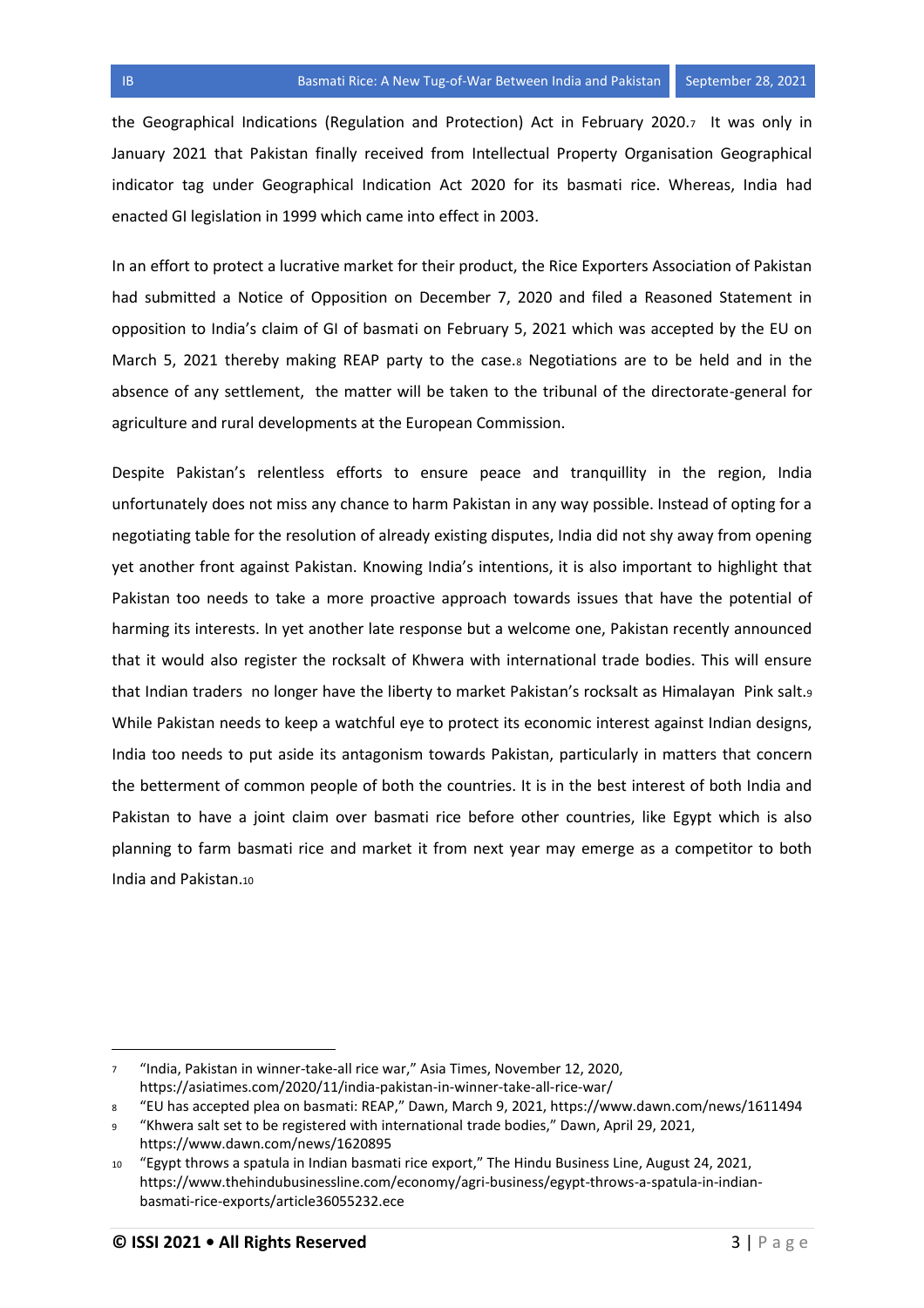the Geographical Indications (Regulation and Protection) Act in February 2020.[7] It was only in January 2021 that Pakistan finally received from Intellectual Property Organisation Geographical indicator tag under Geographical Indication Act 2020 for its basmati rice. Whereas, India had enacted GI legislation in 1999 which came into effect in 2003.

In an effort to protect a lucrative market for their product, the Rice Exporters Association of Pakistan had submitted a Notice of Opposition on December 7, 2020 and filed a Reasoned Statement in opposition to India's claim of GI of basmati on February 5, 2021 which was accepted by the EU on March 5, 2021 thereby making REAP party to the case.[8] Negotiations are to be held and in the absence of any settlement, the matter will be taken to the tribunal of the directorate-general for agriculture and rural developments at the European Commission.

Despite Pakistan's relentless efforts to ensure peace and tranquillity in the region, India unfortunately does not miss any chance to harm Pakistan in any way possible. Instead of opting for a negotiating table for the resolution of already existing disputes, India did not shy away from opening yet another front against Pakistan. Knowing India's intentions, it is also important to highlight that Pakistan too needs to take a more proactive approach towards issues that have the potential of harming its interests. In yet another late response but a welcome one, Pakistan recently announced that it would also register the rocksalt of Khwera with international trade bodies. This will ensure that Indian traders no longer have the liberty to market Pakistan's rocksalt as Himalayan Pink salt.[9] While Pakistan needs to keep a watchful eye to protect its economic interest against Indian designs, India too needs to put aside its antagonism towards Pakistan, particularly in matters that concern the betterment of common people of both the countries. It is in the best interest of both India and Pakistan to have a joint claim over basmati rice before other countries, like Egypt which is also planning to farm basmati rice and market it from next year may emerge as a competitor to both India and Pakistan.[10]

---

[7] "India, Pakistan in winner-take-all rice war," Asia Times, November 12, 2020, https://asiatimes.com/2020/11/india-pakistan-in-winner-take-all-rice-war/

[8] "EU has accepted plea on basmati: REAP," Dawn, March 9, 2021, https://www.dawn.com/news/1611494

[9] "Khwera salt set to be registered with international trade bodies," Dawn, April 29, 2021, https://www.dawn.com/news/1620895

[10] "Egypt throws a spatula in Indian basmati rice export," The Hindu Business Line, August 24, 2021, https://www.thehindubusinessline.com/economy/agri-business/egypt-throws-a-spatula-in-indian-basmati-rice-exports/article36055232.ece